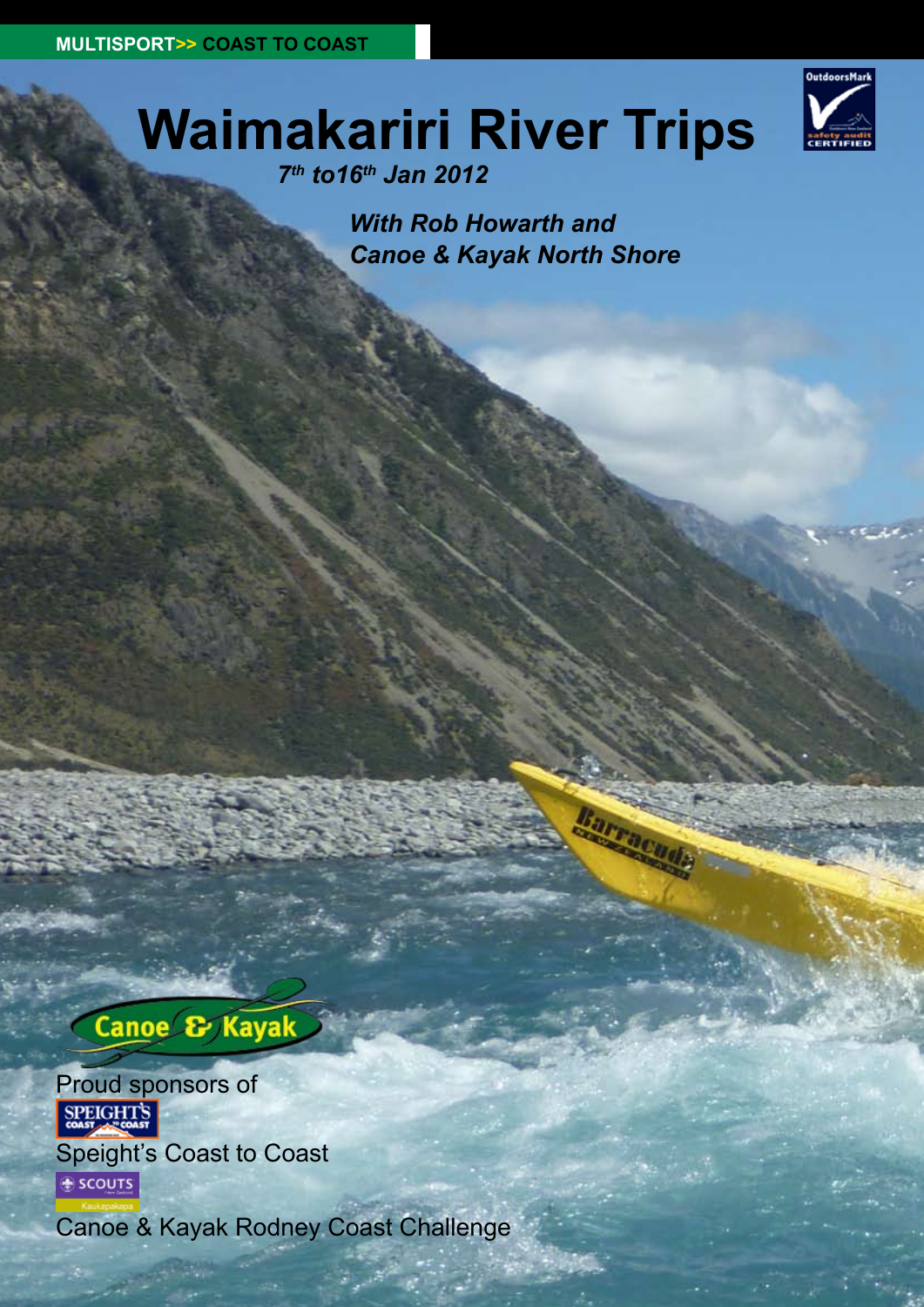MULTISPORT>> COAST TO COAST

# Waimakariri River Trips

*7th to16th Jan 2012*

***With Rob Howarth and Canoe & Kayak North Shore***

Canoe & Kayak

Proud sponsors of

Speight's Coast to Coast

Canoe & Kayak Rodney Coast Challenge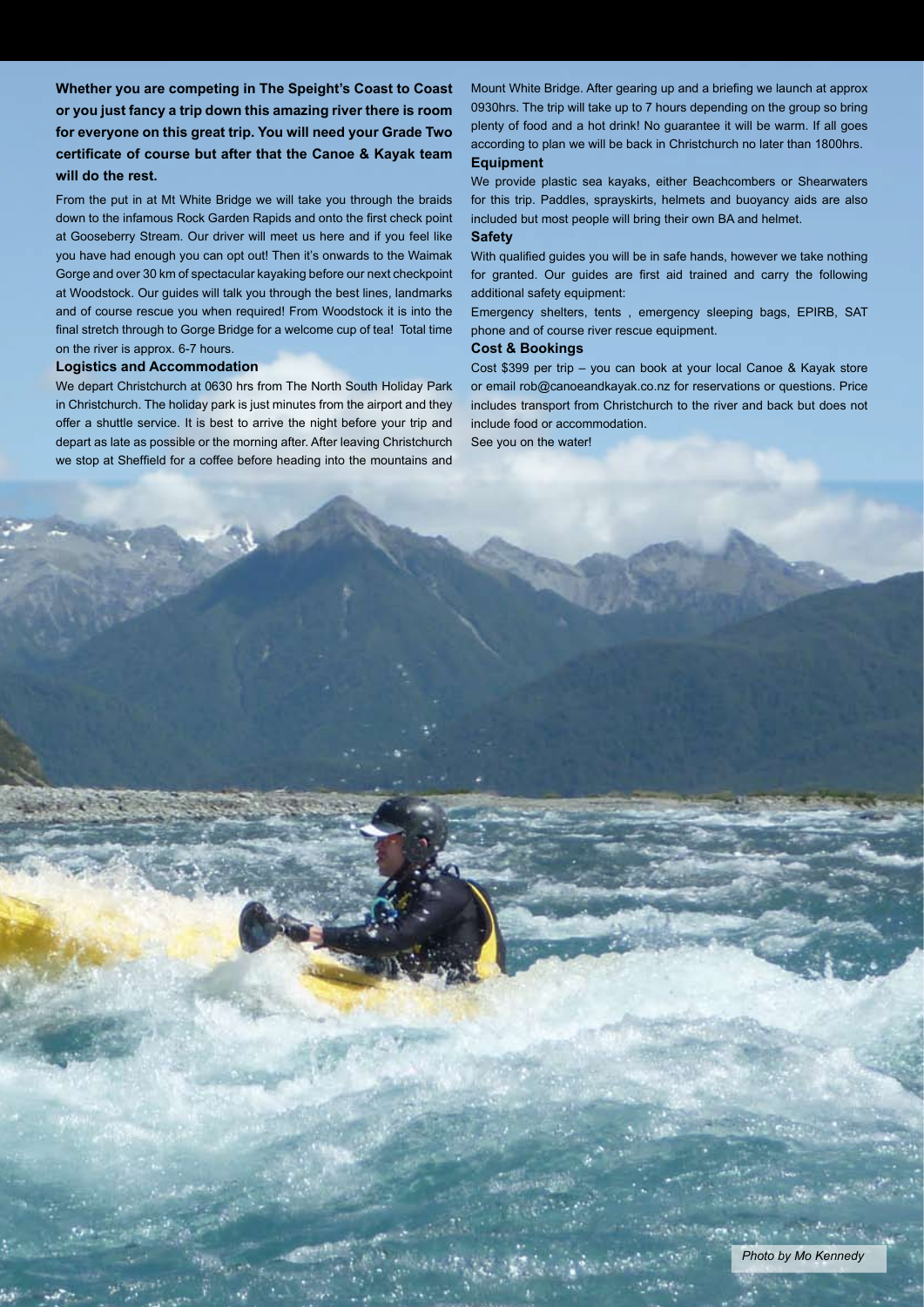**Whether you are competing in The Speight's Coast to Coast or you just fancy a trip down this amazing river there is room for everyone on this great trip. You will need your Grade Two certificate of course but after that the Canoe & Kayak team will do the rest.**

From the put in at Mt White Bridge we will take you through the braids down to the infamous Rock Garden Rapids and onto the first check point at Gooseberry Stream. Our driver will meet us here and if you feel like you have had enough you can opt out! Then it's onwards to the Waimak Gorge and over 30 km of spectacular kayaking before our next checkpoint at Woodstock. Our guides will talk you through the best lines, landmarks and of course rescue you when required! From Woodstock it is into the final stretch through to Gorge Bridge for a welcome cup of tea! Total time on the river is approx. 6-7 hours.

### Logistics and Accommodation

We depart Christchurch at 0630 hrs from The North South Holiday Park in Christchurch. The holiday park is just minutes from the airport and they offer a shuttle service. It is best to arrive the night before your trip and depart as late as possible or the morning after. After leaving Christchurch we stop at Sheffield for a coffee before heading into the mountains and Mount White Bridge. After gearing up and a briefing we launch at approx 0930hrs. The trip will take up to 7 hours depending on the group so bring plenty of food and a hot drink! No guarantee it will be warm. If all goes according to plan we will be back in Christchurch no later than 1800hrs.

### Equipment

We provide plastic sea kayaks, either Beachcombers or Shearwaters for this trip. Paddles, sprayskirts, helmets and buoyancy aids are also included but most people will bring their own BA and helmet.

### Safety

With qualified guides you will be in safe hands, however we take nothing for granted. Our guides are first aid trained and carry the following additional safety equipment:

Emergency shelters, tents , emergency sleeping bags, EPIRB, SAT phone and of course river rescue equipment.

### Cost & Bookings

Cost $399 per trip – you can book at your local Canoe & Kayak store or email rob@canoeandkayak.co.nz for reservations or questions. Price includes transport from Christchurch to the river and back but does not include food or accommodation.

See you on the water!

*Photo by Mo Kennedy*